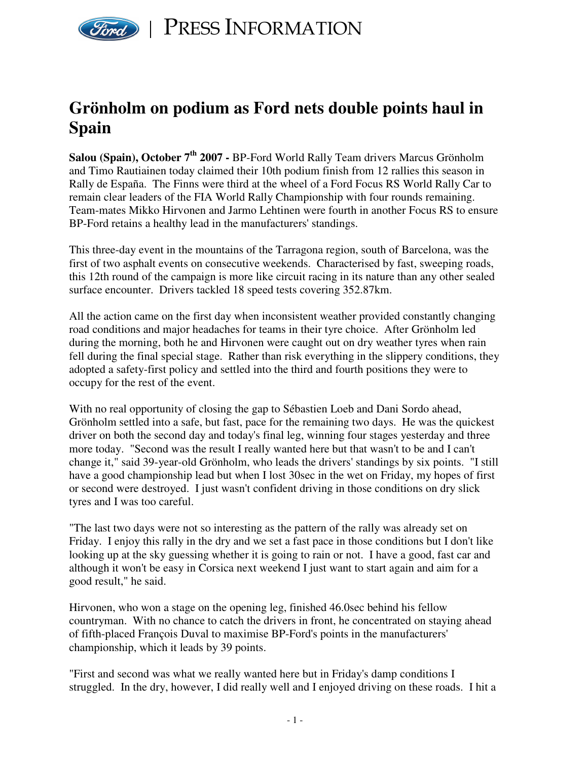# PRESS INFORMATION

## Grönholm on podium as Ford nets double points haul in Spain

**Salou (Spain), October 7th 2007 -** BP-Ford World Rally Team drivers Marcus Grönholm and Timo Rautiainen today claimed their 10th podium finish from 12 rallies this season in Rally de España. The Finns were third at the wheel of a Ford Focus RS World Rally Car to remain clear leaders of the FIA World Rally Championship with four rounds remaining. Team-mates Mikko Hirvonen and Jarmo Lehtinen were fourth in another Focus RS to ensure BP-Ford retains a healthy lead in the manufacturers' standings.

This three-day event in the mountains of the Tarragona region, south of Barcelona, was the first of two asphalt events on consecutive weekends. Characterised by fast, sweeping roads, this 12th round of the campaign is more like circuit racing in its nature than any other sealed surface encounter. Drivers tackled 18 speed tests covering 352.87km.

All the action came on the first day when inconsistent weather provided constantly changing road conditions and major headaches for teams in their tyre choice. After Grönholm led during the morning, both he and Hirvonen were caught out on dry weather tyres when rain fell during the final special stage. Rather than risk everything in the slippery conditions, they adopted a safety-first policy and settled into the third and fourth positions they were to occupy for the rest of the event.

With no real opportunity of closing the gap to Sébastien Loeb and Dani Sordo ahead, Grönholm settled into a safe, but fast, pace for the remaining two days. He was the quickest driver on both the second day and today's final leg, winning four stages yesterday and three more today. "Second was the result I really wanted here but that wasn't to be and I can't change it," said 39-year-old Grönholm, who leads the drivers' standings by six points. "I still have a good championship lead but when I lost 30sec in the wet on Friday, my hopes of first or second were destroyed. I just wasn't confident driving in those conditions on dry slick tyres and I was too careful.

"The last two days were not so interesting as the pattern of the rally was already set on Friday. I enjoy this rally in the dry and we set a fast pace in those conditions but I don't like looking up at the sky guessing whether it is going to rain or not. I have a good, fast car and although it won't be easy in Corsica next weekend I just want to start again and aim for a good result," he said.

Hirvonen, who won a stage on the opening leg, finished 46.0sec behind his fellow countryman. With no chance to catch the drivers in front, he concentrated on staying ahead of fifth-placed François Duval to maximise BP-Ford's points in the manufacturers' championship, which it leads by 39 points.

"First and second was what we really wanted here but in Friday's damp conditions I struggled. In the dry, however, I did really well and I enjoyed driving on these roads. I hit a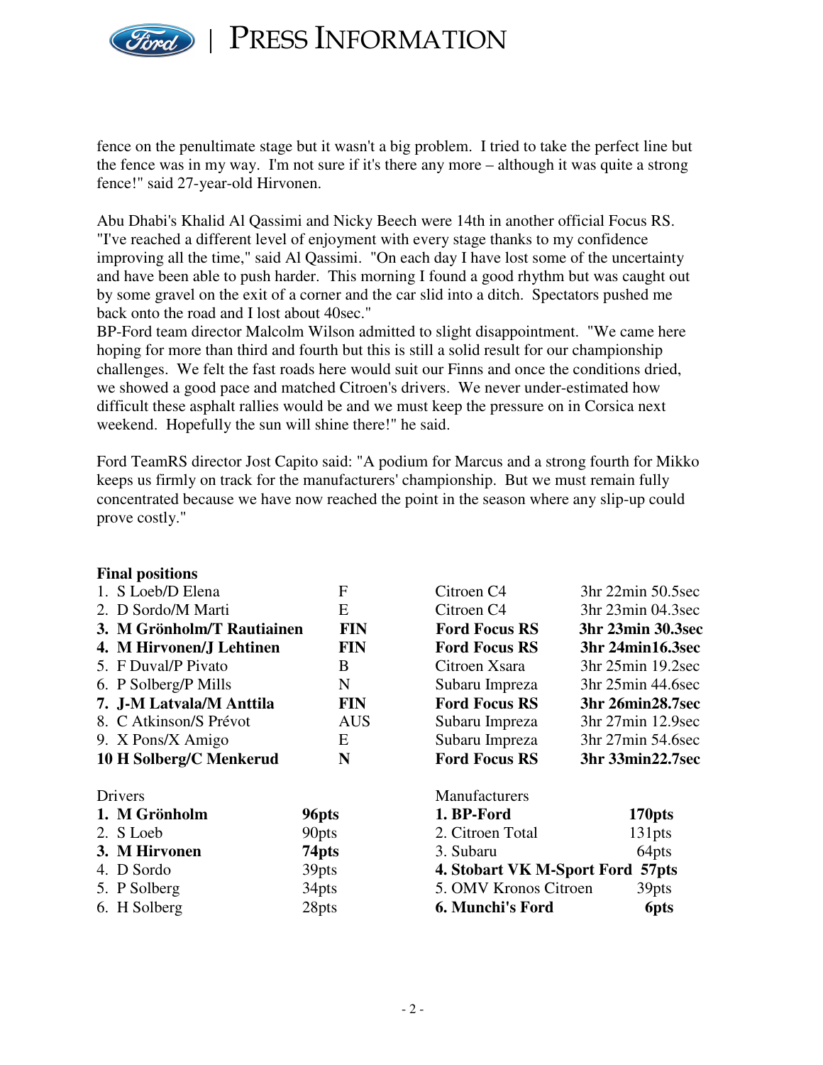fence on the penultimate stage but it wasn't a big problem. I tried to take the perfect line but the fence was in my way. I'm not sure if it's there any more – although it was quite a strong fence!" said 27-year-old Hirvonen.

Abu Dhabi's Khalid Al Qassimi and Nicky Beech were 14th in another official Focus RS. "I've reached a different level of enjoyment with every stage thanks to my confidence improving all the time," said Al Qassimi. "On each day I have lost some of the uncertainty and have been able to push harder. This morning I found a good rhythm but was caught out by some gravel on the exit of a corner and the car slid into a ditch. Spectators pushed me back onto the road and I lost about 40sec."

BP-Ford team director Malcolm Wilson admitted to slight disappointment. "We came here hoping for more than third and fourth but this is still a solid result for our championship challenges. We felt the fast roads here would suit our Finns and once the conditions dried, we showed a good pace and matched Citroen's drivers. We never under-estimated how difficult these asphalt rallies would be and we must keep the pressure on in Corsica next weekend. Hopefully the sun will shine there!" he said.

Ford TeamRS director Jost Capito said: "A podium for Marcus and a strong fourth for Mikko keeps us firmly on track for the manufacturers' championship. But we must remain fully concentrated because we have now reached the point in the season where any slip-up could prove costly."

**Final positions**

| | | | |
|---|---|---|---|
| 1. S Loeb/D Elena | F | Citroen C4 | 3hr 22min 50.5sec |
| 2. D Sordo/M Marti | E | Citroen C4 | 3hr 23min 04.3sec |
| **3. M Grönholm/T Rautiainen** | **FIN** | **Ford Focus RS** | **3hr 23min 30.3sec** |
| **4. M Hirvonen/J Lehtinen** | **FIN** | **Ford Focus RS** | **3hr 24min16.3sec** |
| 5. F Duval/P Pivato | B | Citroen Xsara | 3hr 25min 19.2sec |
| 6. P Solberg/P Mills | N | Subaru Impreza | 3hr 25min 44.6sec |
| **7. J-M Latvala/M Anttila** | **FIN** | **Ford Focus RS** | **3hr 26min28.7sec** |
| 8. C Atkinson/S Prévot | AUS | Subaru Impreza | 3hr 27min 12.9sec |
| 9. X Pons/X Amigo | E | Subaru Impreza | 3hr 27min 54.6sec |
| **10 H Solberg/C Menkerud** | **N** | **Ford Focus RS** | **3hr 33min22.7sec** |

| Drivers | | Manufacturers | |
|---|---|---|---|
| **1. M Grönholm** | **96pts** | **1. BP-Ford** | **170pts** |
| 2. S Loeb | 90pts | 2. Citroen Total | 131pts |
| **3. M Hirvonen** | **74pts** | 3. Subaru | 64pts |
| 4. D Sordo | 39pts | **4. Stobart VK M-Sport Ford** | **57pts** |
| 5. P Solberg | 34pts | 5. OMV Kronos Citroen | 39pts |
| 6. H Solberg | 28pts | **6. Munchi's Ford** | **6pts** |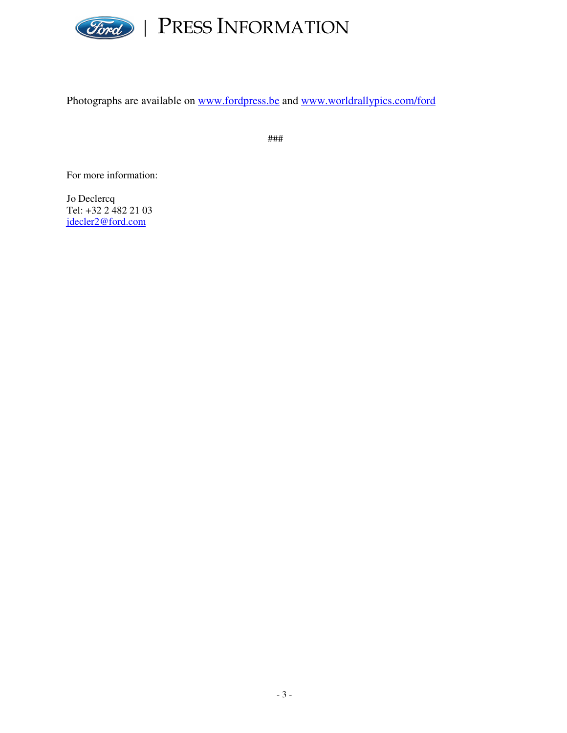Photographs are available on www.fordpress.be and www.worldrallypics.com/ford

###

For more information:

Jo Declercq
Tel: +32 2 482 21 03
jdecler2@ford.com